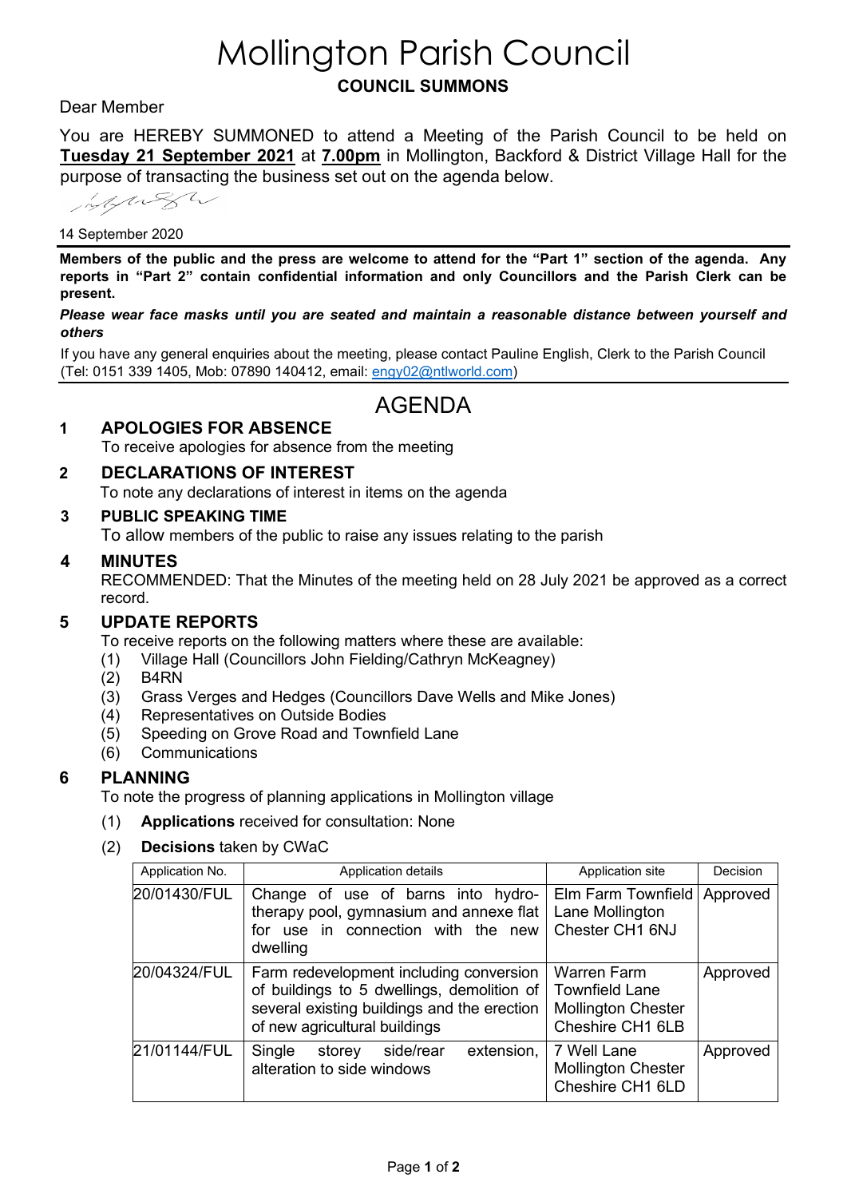# Mollington Parish Council

**COUNCIL SUMMONS**

Dear Member

You are HEREBY SUMMONED to attend a Meeting of the Parish Council to be held on **Tuesday 21 September 2021** at **7.00pm** in Mollington, Backford & District Village Hall for the purpose of transacting the business set out on the agenda below.

14 September 2020

**Members of the public and the press are welcome to attend for the "Part 1" section of the agenda. Any reports in "Part 2" contain confidential information and only Councillors and the Parish Clerk can be present.**

***Please wear face masks until you are seated and maintain a reasonable distance between yourself and others***

If you have any general enquiries about the meeting, please contact Pauline English, Clerk to the Parish Council (Tel: 0151 339 1405, Mob: 07890 140412, email: engy02@ntlworld.com)

## AGENDA

### 1 APOLOGIES FOR ABSENCE

To receive apologies for absence from the meeting

### 2 DECLARATIONS OF INTEREST

To note any declarations of interest in items on the agenda

### 3 PUBLIC SPEAKING TIME

To allow members of the public to raise any issues relating to the parish

### 4 MINUTES

RECOMMENDED: That the Minutes of the meeting held on 28 July 2021 be approved as a correct record.

### 5 UPDATE REPORTS

To receive reports on the following matters where these are available:

(1) Village Hall (Councillors John Fielding/Cathryn McKeagney)
(2) B4RN
(3) Grass Verges and Hedges (Councillors Dave Wells and Mike Jones)
(4) Representatives on Outside Bodies
(5) Speeding on Grove Road and Townfield Lane
(6) Communications

### 6 PLANNING

To note the progress of planning applications in Mollington village

(1) **Applications** received for consultation: None

(2) **Decisions** taken by CWaC

| Application No. | Application details | Application site | Decision |
|---|---|---|---|
| 20/01430/FUL | Change of use of barns into hydro-therapy pool, gymnasium and annexe flat for use in connection with the new dwelling | Elm Farm Townfield Lane Mollington Chester CH1 6NJ | Approved |
| 20/04324/FUL | Farm redevelopment including conversion of buildings to 5 dwellings, demolition of several existing buildings and the erection of new agricultural buildings | Warren Farm Townfield Lane Mollington Chester Cheshire CH1 6LB | Approved |
| 21/01144/FUL | Single storey side/rear extension, alteration to side windows | 7 Well Lane Mollington Chester Cheshire CH1 6LD | Approved |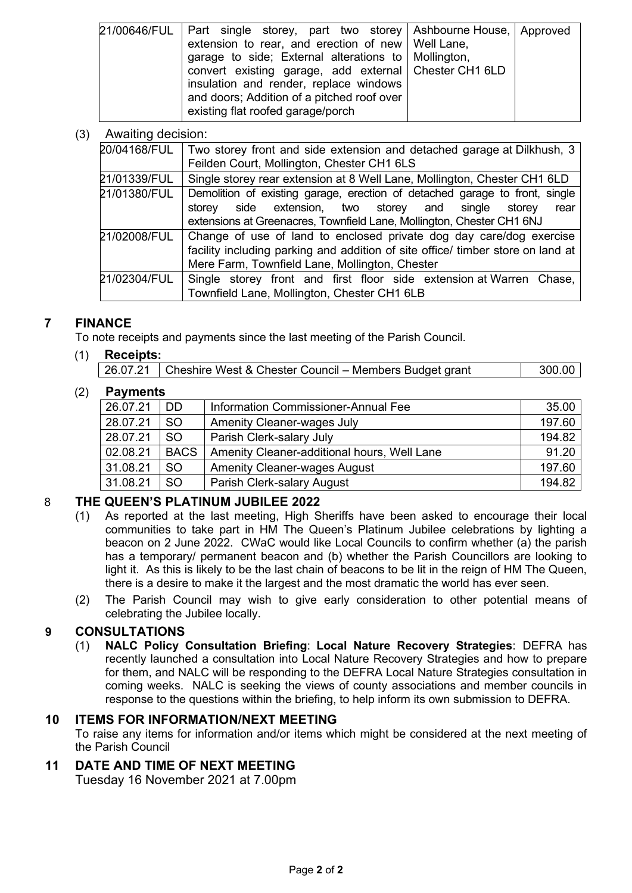| | | | |
|---|---|---|---|
| 21/00646/FUL | Part single storey, part two storey extension to rear, and erection of new garage to side; External alterations to convert existing garage, add external insulation and render, replace windows and doors; Addition of a pitched roof over existing flat roofed garage/porch | Ashbourne House, Well Lane, Mollington, Chester CH1 6LD | Approved |

(3) Awaiting decision:

| | |
|---|---|
| 20/04168/FUL | Two storey front and side extension and detached garage at Dilkhush, 3 Feilden Court, Mollington, Chester CH1 6LS |
| 21/01339/FUL | Single storey rear extension at 8 Well Lane, Mollington, Chester CH1 6LD |
| 21/01380/FUL | Demolition of existing garage, erection of detached garage to front, single storey side extension, two storey and single storey rear extensions at Greenacres, Townfield Lane, Mollington, Chester CH1 6NJ |
| 21/02008/FUL | Change of use of land to enclosed private dog day care/dog exercise facility including parking and addition of site office/ timber store on land at Mere Farm, Townfield Lane, Mollington, Chester |
| 21/02304/FUL | Single storey front and first floor side extension at Warren Chase, Townfield Lane, Mollington, Chester CH1 6LB |

## 7 FINANCE

To note receipts and payments since the last meeting of the Parish Council.

(1) **Receipts:**

| | | |
|---|---|---|
| 26.07.21 | Cheshire West & Chester Council – Members Budget grant | 300.00 |

(2) **Payments**

| | | | |
|---|---|---|---|
| 26.07.21 | DD | Information Commissioner-Annual Fee | 35.00 |
| 28.07.21 | SO | Amenity Cleaner-wages July | 197.60 |
| 28.07.21 | SO | Parish Clerk-salary July | 194.82 |
| 02.08.21 | BACS | Amenity Cleaner-additional hours, Well Lane | 91.20 |
| 31.08.21 | SO | Amenity Cleaner-wages August | 197.60 |
| 31.08.21 | SO | Parish Clerk-salary August | 194.82 |

## 8 THE QUEEN'S PLATINUM JUBILEE 2022

(1) As reported at the last meeting, High Sheriffs have been asked to encourage their local communities to take part in HM The Queen's Platinum Jubilee celebrations by lighting a beacon on 2 June 2022. CWaC would like Local Councils to confirm whether (a) the parish has a temporary/ permanent beacon and (b) whether the Parish Councillors are looking to light it. As this is likely to be the last chain of beacons to be lit in the reign of HM The Queen, there is a desire to make it the largest and the most dramatic the world has ever seen.

(2) The Parish Council may wish to give early consideration to other potential means of celebrating the Jubilee locally.

## 9 CONSULTATIONS

(1) **NALC Policy Consultation Briefing**: **Local Nature Recovery Strategies**: DEFRA has recently launched a consultation into Local Nature Recovery Strategies and how to prepare for them, and NALC will be responding to the DEFRA Local Nature Strategies consultation in coming weeks. NALC is seeking the views of county associations and member councils in response to the questions within the briefing, to help inform its own submission to DEFRA.

## 10 ITEMS FOR INFORMATION/NEXT MEETING

To raise any items for information and/or items which might be considered at the next meeting of the Parish Council

## 11 DATE AND TIME OF NEXT MEETING

Tuesday 16 November 2021 at 7.00pm